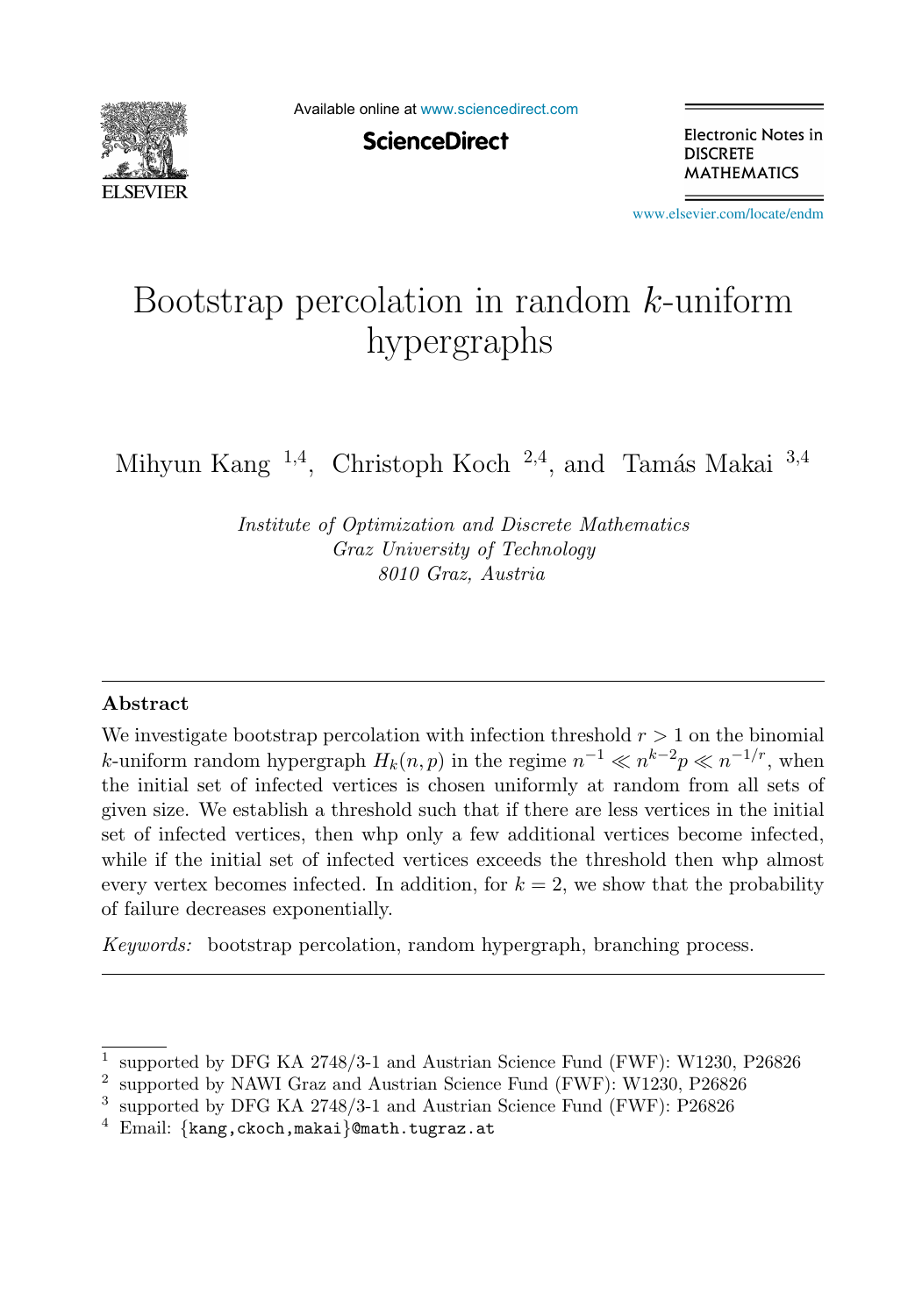# Bootstrap percolation in random $k$-uniform hypergraphs

Mihyun Kang [1,4], Christoph Koch [2,4], and Tamás Makai [3,4]

*Institute of Optimization and Discrete Mathematics*
*Graz University of Technology*
*8010 Graz, Austria*

## Abstract

We investigate bootstrap percolation with infection threshold $r > 1$ on the binomial $k$-uniform random hypergraph $H_k(n, p)$ in the regime $n^{-1} \ll n^{k-2}p \ll n^{-1/r}$, when the initial set of infected vertices is chosen uniformly at random from all sets of given size. We establish a threshold such that if there are less vertices in the initial set of infected vertices, then whp only a few additional vertices become infected, while if the initial set of infected vertices exceeds the threshold then whp almost every vertex becomes infected. In addition, for $k = 2$, we show that the probability of failure decreases exponentially.

*Keywords:* bootstrap percolation, random hypergraph, branching process.

---

[1] supported by DFG KA 2748/3-1 and Austrian Science Fund (FWF): W1230, P26826

[2] supported by NAWI Graz and Austrian Science Fund (FWF): W1230, P26826

[3] supported by DFG KA 2748/3-1 and Austrian Science Fund (FWF): P26826

[4] Email: {kang,ckoch,makai}@math.tugraz.at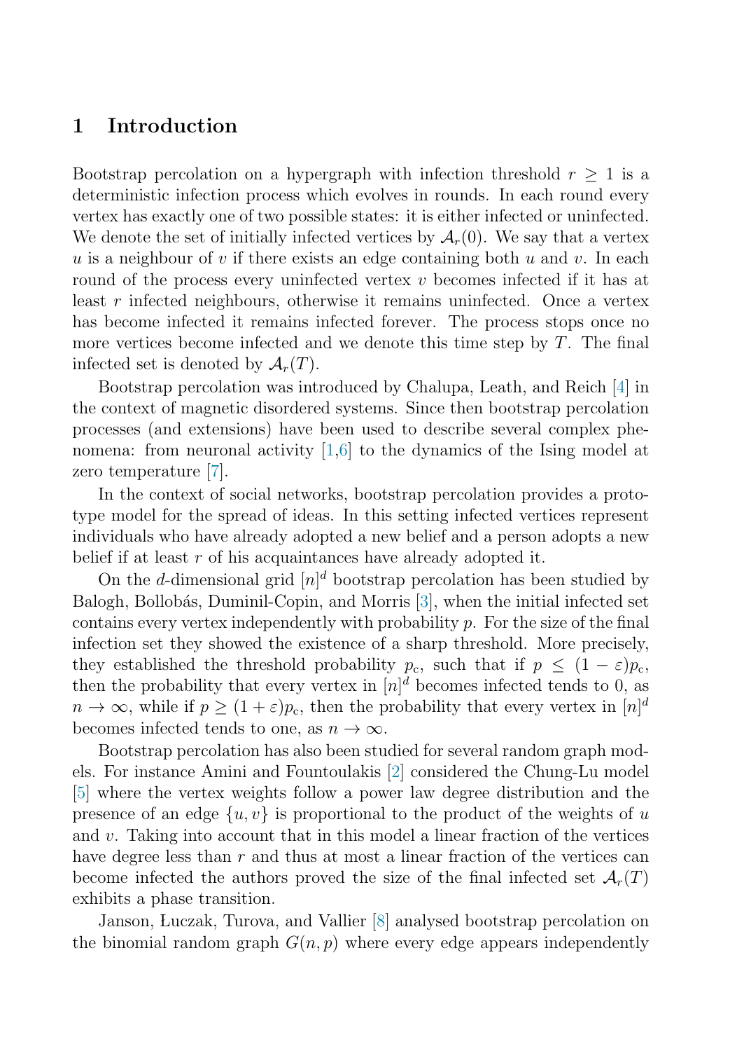## 1 Introduction

Bootstrap percolation on a hypergraph with infection threshold $r \geq 1$ is a deterministic infection process which evolves in rounds. In each round every vertex has exactly one of two possible states: it is either infected or uninfected. We denote the set of initially infected vertices by $\mathcal{A}_r(0)$. We say that a vertex $u$ is a neighbour of $v$ if there exists an edge containing both $u$ and $v$. In each round of the process every uninfected vertex $v$ becomes infected if it has at least $r$ infected neighbours, otherwise it remains uninfected. Once a vertex has become infected it remains infected forever. The process stops once no more vertices become infected and we denote this time step by $T$. The final infected set is denoted by $\mathcal{A}_r(T)$.

Bootstrap percolation was introduced by Chalupa, Leath, and Reich [4] in the context of magnetic disordered systems. Since then bootstrap percolation processes (and extensions) have been used to describe several complex phenomena: from neuronal activity [1,6] to the dynamics of the Ising model at zero temperature [7].

In the context of social networks, bootstrap percolation provides a prototype model for the spread of ideas. In this setting infected vertices represent individuals who have already adopted a new belief and a person adopts a new belief if at least $r$ of his acquaintances have already adopted it.

On the $d$-dimensional grid $[n]^d$ bootstrap percolation has been studied by Balogh, Bollobás, Duminil-Copin, and Morris [3], when the initial infected set contains every vertex independently with probability $p$. For the size of the final infection set they showed the existence of a sharp threshold. More precisely, they established the threshold probability $p_c$, such that if $p \leq (1-\varepsilon)p_c$, then the probability that every vertex in $[n]^d$ becomes infected tends to 0, as $n \to \infty$, while if $p \geq (1+\varepsilon)p_c$, then the probability that every vertex in $[n]^d$ becomes infected tends to one, as $n \to \infty$.

Bootstrap percolation has also been studied for several random graph models. For instance Amini and Fountoulakis [2] considered the Chung-Lu model [5] where the vertex weights follow a power law degree distribution and the presence of an edge $\{u, v\}$ is proportional to the product of the weights of $u$ and $v$. Taking into account that in this model a linear fraction of the vertices have degree less than $r$ and thus at most a linear fraction of the vertices can become infected the authors proved the size of the final infected set $\mathcal{A}_r(T)$ exhibits a phase transition.

Janson, Łuczak, Turova, and Vallier [8] analysed bootstrap percolation on the binomial random graph $G(n, p)$ where every edge appears independently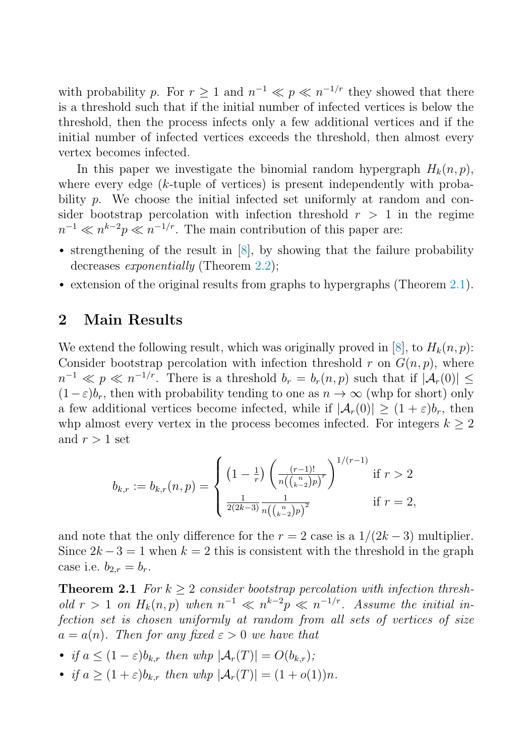with probability $p$. For $r \geq 1$ and $n^{-1} \ll p \ll n^{-1/r}$ they showed that there is a threshold such that if the initial number of infected vertices is below the threshold, then the process infects only a few additional vertices and if the initial number of infected vertices exceeds the threshold, then almost every vertex becomes infected.

In this paper we investigate the binomial random hypergraph $H_k(n,p)$, where every edge ($k$-tuple of vertices) is present independently with probability $p$. We choose the initial infected set uniformly at random and consider bootstrap percolation with infection threshold $r > 1$ in the regime $n^{-1} \ll n^{k-2}p \ll n^{-1/r}$. The main contribution of this paper are:

- strengthening of the result in [8], by showing that the failure probability decreases *exponentially* (Theorem 2.2);
- extension of the original results from graphs to hypergraphs (Theorem 2.1).

## 2 Main Results

We extend the following result, which was originally proved in [8], to $H_k(n,p)$: Consider bootstrap percolation with infection threshold $r$ on $G(n,p)$, where $n^{-1} \ll p \ll n^{-1/r}$. There is a threshold $b_r = b_r(n,p)$ such that if $|\mathcal{A}_r(0)| \leq (1-\varepsilon)b_r$, then with probability tending to one as $n \to \infty$ (whp for short) only a few additional vertices become infected, while if $|\mathcal{A}_r(0)| \geq (1+\varepsilon)b_r$, then whp almost every vertex in the process becomes infected. For integers $k \geq 2$ and $r > 1$ set

$$
b_{k,r} := b_{k,r}(n,p) = \begin{cases} \left(1 - \frac{1}{r}\right)\left(\frac{(r-1)!}{n\left(\binom{n}{k-2}p\right)^r}\right)^{1/(r-1)} & \text{if } r > 2 \\ \frac{1}{2(2k-3)}\frac{1}{n\left(\binom{n}{k-2}p\right)^2} & \text{if } r = 2, \end{cases}
$$

and note that the only difference for the $r = 2$ case is a $1/(2k-3)$ multiplier. Since $2k-3 = 1$ when $k = 2$ this is consistent with the threshold in the graph case i.e. $b_{2,r} = b_r$.

**Theorem 2.1** *For $k \geq 2$ consider bootstrap percolation with infection threshold $r > 1$ on $H_k(n,p)$ when $n^{-1} \ll n^{k-2}p \ll n^{-1/r}$. Assume the initial infection set is chosen uniformly at random from all sets of vertices of size $a = a(n)$. Then for any fixed $\varepsilon > 0$ we have that*

- *if $a \leq (1-\varepsilon)b_{k,r}$ then whp $|\mathcal{A}_r(T)| = O(b_{k,r})$;*
- *if $a \geq (1+\varepsilon)b_{k,r}$ then whp $|\mathcal{A}_r(T)| = (1+o(1))n$.*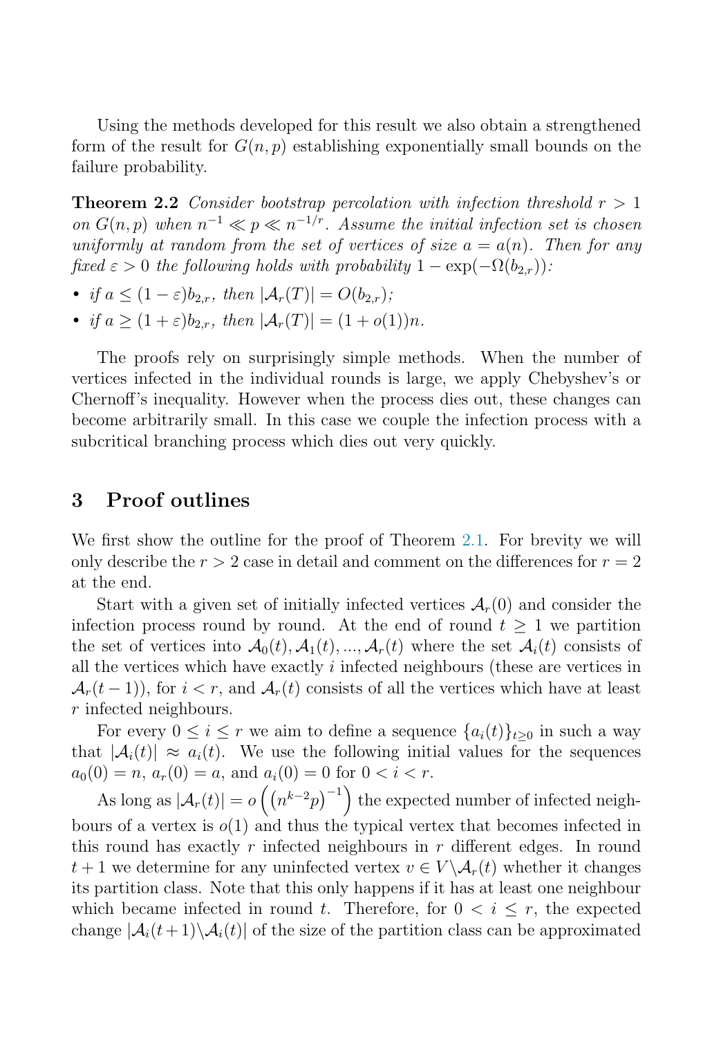Using the methods developed for this result we also obtain a strengthened form of the result for $G(n,p)$ establishing exponentially small bounds on the failure probability.

**Theorem 2.2** *Consider bootstrap percolation with infection threshold $r > 1$ on $G(n,p)$ when $n^{-1} \ll p \ll n^{-1/r}$. Assume the initial infection set is chosen uniformly at random from the set of vertices of size $a = a(n)$. Then for any fixed $\varepsilon > 0$ the following holds with probability $1 - \exp(-\Omega(b_{2,r}))$:*

- *if $a \leq (1-\varepsilon)b_{2,r}$, then $|\mathcal{A}_r(T)| = O(b_{2,r})$;*
- *if $a \geq (1+\varepsilon)b_{2,r}$, then $|\mathcal{A}_r(T)| = (1+o(1))n$.*

The proofs rely on surprisingly simple methods. When the number of vertices infected in the individual rounds is large, we apply Chebyshev's or Chernoff's inequality. However when the process dies out, these changes can become arbitrarily small. In this case we couple the infection process with a subcritical branching process which dies out very quickly.

## 3 Proof outlines

We first show the outline for the proof of Theorem 2.1. For brevity we will only describe the $r > 2$ case in detail and comment on the differences for $r = 2$ at the end.

Start with a given set of initially infected vertices $\mathcal{A}_r(0)$ and consider the infection process round by round. At the end of round $t \geq 1$ we partition the set of vertices into $\mathcal{A}_0(t), \mathcal{A}_1(t), ..., \mathcal{A}_r(t)$ where the set $\mathcal{A}_i(t)$ consists of all the vertices which have exactly $i$ infected neighbours (these are vertices in $\mathcal{A}_r(t-1)$), for $i < r$, and $\mathcal{A}_r(t)$ consists of all the vertices which have at least $r$ infected neighbours.

For every $0 \leq i \leq r$ we aim to define a sequence $\{a_i(t)\}_{t \geq 0}$ in such a way that $|\mathcal{A}_i(t)| \approx a_i(t)$. We use the following initial values for the sequences $a_0(0) = n$, $a_r(0) = a$, and $a_i(0) = 0$ for $0 < i < r$.

As long as $|\mathcal{A}_r(t)| = o\left(\left(n^{k-2}p\right)^{-1}\right)$ the expected number of infected neighbours of a vertex is $o(1)$ and thus the typical vertex that becomes infected in this round has exactly $r$ infected neighbours in $r$ different edges. In round $t+1$ we determine for any uninfected vertex $v \in V \backslash \mathcal{A}_r(t)$ whether it changes its partition class. Note that this only happens if it has at least one neighbour which became infected in round $t$. Therefore, for $0 < i \leq r$, the expected change $|\mathcal{A}_i(t+1) \backslash \mathcal{A}_i(t)|$ of the size of the partition class can be approximated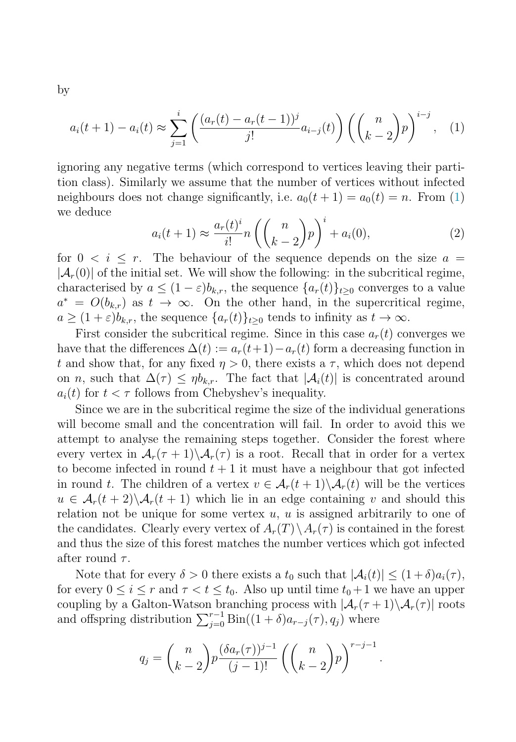by

$$a_i(t+1) - a_i(t) \approx \sum_{j=1}^{i} \left( \frac{(a_r(t) - a_r(t-1))^j}{j!} a_{i-j}(t) \right) \left( \binom{n}{k-2} p \right)^{i-j}, \quad (1)$$

ignoring any negative terms (which correspond to vertices leaving their partition class). Similarly we assume that the number of vertices without infected neighbours does not change significantly, i.e. $a_0(t+1) = a_0(t) = n$. From (1) we deduce

$$a_i(t+1) \approx \frac{a_r(t)^i}{i!} n \left( \binom{n}{k-2} p \right)^i + a_i(0), \quad (2)$$

for $0 < i \leq r$. The behaviour of the sequence depends on the size $a = |\mathcal{A}_r(0)|$ of the initial set. We will show the following: in the subcritical regime, characterised by $a \leq (1-\varepsilon)b_{k,r}$, the sequence $\{a_r(t)\}_{t\geq 0}$ converges to a value $a^* = O(b_{k,r})$ as $t \to \infty$. On the other hand, in the supercritical regime, $a \geq (1+\varepsilon)b_{k,r}$, the sequence $\{a_r(t)\}_{t\geq 0}$ tends to infinity as $t \to \infty$.

First consider the subcritical regime. Since in this case $a_r(t)$ converges we have that the differences $\Delta(t) := a_r(t+1) - a_r(t)$ form a decreasing function in $t$ and show that, for any fixed $\eta > 0$, there exists a $\tau$, which does not depend on $n$, such that $\Delta(\tau) \leq \eta b_{k,r}$. The fact that $|\mathcal{A}_i(t)|$ is concentrated around $a_i(t)$ for $t < \tau$ follows from Chebyshev's inequality.

Since we are in the subcritical regime the size of the individual generations will become small and the concentration will fail. In order to avoid this we attempt to analyse the remaining steps together. Consider the forest where every vertex in $\mathcal{A}_r(\tau+1) \backslash \mathcal{A}_r(\tau)$ is a root. Recall that in order for a vertex to become infected in round $t+1$ it must have a neighbour that got infected in round $t$. The children of a vertex $v \in \mathcal{A}_r(t+1) \backslash \mathcal{A}_r(t)$ will be the vertices $u \in \mathcal{A}_r(t+2) \backslash \mathcal{A}_r(t+1)$ which lie in an edge containing $v$ and should this relation not be unique for some vertex $u$, $u$ is assigned arbitrarily to one of the candidates. Clearly every vertex of $A_r(T) \setminus A_r(\tau)$ is contained in the forest and thus the size of this forest matches the number vertices which got infected after round $\tau$.

Note that for every $\delta > 0$ there exists a $t_0$ such that $|\mathcal{A}_i(t)| \leq (1+\delta)a_i(\tau)$, for every $0 \leq i \leq r$ and $\tau < t \leq t_0$. Also up until time $t_0 + 1$ we have an upper coupling by a Galton-Watson branching process with $|\mathcal{A}_r(\tau+1) \backslash \mathcal{A}_r(\tau)|$ roots and offspring distribution $\sum_{j=0}^{r-1} \mathrm{Bin}((1+\delta)a_{r-j}(\tau), q_j)$ where

$$q_j = \binom{n}{k-2} p \frac{(\delta a_r(\tau))^{j-1}}{(j-1)!} \left( \binom{n}{k-2} p \right)^{r-j-1}.$$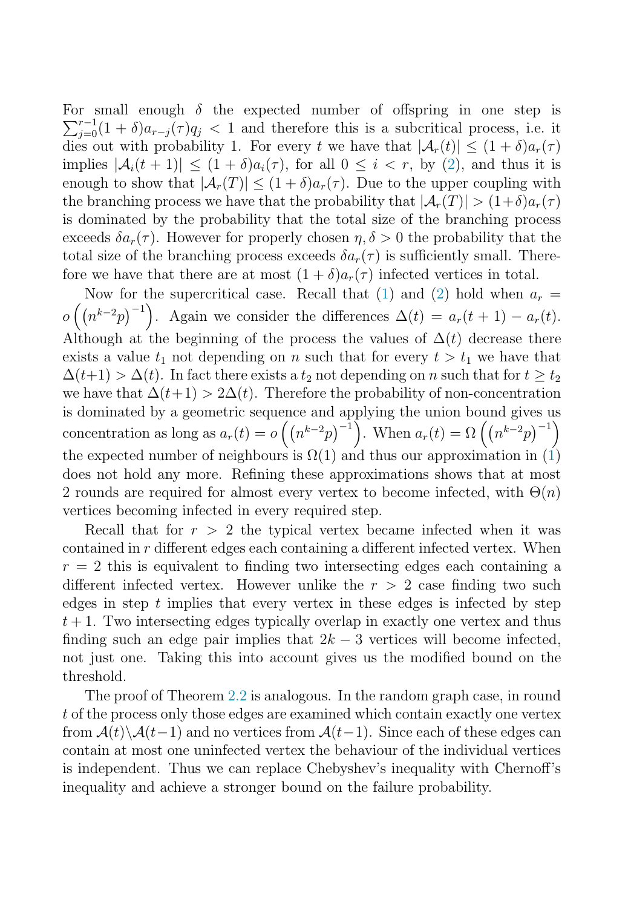For small enough $\delta$ the expected number of offspring in one step is $\sum_{j=0}^{r-1}(1+\delta)a_{r-j}(\tau)q_j < 1$ and therefore this is a subcritical process, i.e. it dies out with probability 1. For every $t$ we have that $|\mathcal{A}_r(t)| \leq (1+\delta)a_r(\tau)$ implies $|\mathcal{A}_i(t+1)| \leq (1+\delta)a_i(\tau)$, for all $0 \leq i < r$, by (2), and thus it is enough to show that $|\mathcal{A}_r(T)| \leq (1+\delta)a_r(\tau)$. Due to the upper coupling with the branching process we have that the probability that $|\mathcal{A}_r(T)| > (1+\delta)a_r(\tau)$ is dominated by the probability that the total size of the branching process exceeds $\delta a_r(\tau)$. However for properly chosen $\eta, \delta > 0$ the probability that the total size of the branching process exceeds $\delta a_r(\tau)$ is sufficiently small. Therefore we have that there are at most $(1+\delta)a_r(\tau)$ infected vertices in total.

Now for the supercritical case. Recall that (1) and (2) hold when $a_r = o\left(\left(n^{k-2}p\right)^{-1}\right)$. Again we consider the differences $\Delta(t) = a_r(t+1) - a_r(t)$. Although at the beginning of the process the values of $\Delta(t)$ decrease there exists a value $t_1$ not depending on $n$ such that for every $t > t_1$ we have that $\Delta(t+1) > \Delta(t)$. In fact there exists a $t_2$ not depending on $n$ such that for $t \geq t_2$ we have that $\Delta(t+1) > 2\Delta(t)$. Therefore the probability of non-concentration is dominated by a geometric sequence and applying the union bound gives us concentration as long as $a_r(t) = o\left(\left(n^{k-2}p\right)^{-1}\right)$. When $a_r(t) = \Omega\left(\left(n^{k-2}p\right)^{-1}\right)$ the expected number of neighbours is $\Omega(1)$ and thus our approximation in (1) does not hold any more. Refining these approximations shows that at most 2 rounds are required for almost every vertex to become infected, with $\Theta(n)$ vertices becoming infected in every required step.

Recall that for $r > 2$ the typical vertex became infected when it was contained in $r$ different edges each containing a different infected vertex. When $r = 2$ this is equivalent to finding two intersecting edges each containing a different infected vertex. However unlike the $r > 2$ case finding two such edges in step $t$ implies that every vertex in these edges is infected by step $t+1$. Two intersecting edges typically overlap in exactly one vertex and thus finding such an edge pair implies that $2k-3$ vertices will become infected, not just one. Taking this into account gives us the modified bound on the threshold.

The proof of Theorem 2.2 is analogous. In the random graph case, in round $t$ of the process only those edges are examined which contain exactly one vertex from $\mathcal{A}(t)\backslash\mathcal{A}(t-1)$ and no vertices from $\mathcal{A}(t-1)$. Since each of these edges can contain at most one uninfected vertex the behaviour of the individual vertices is independent. Thus we can replace Chebyshev's inequality with Chernoff's inequality and achieve a stronger bound on the failure probability.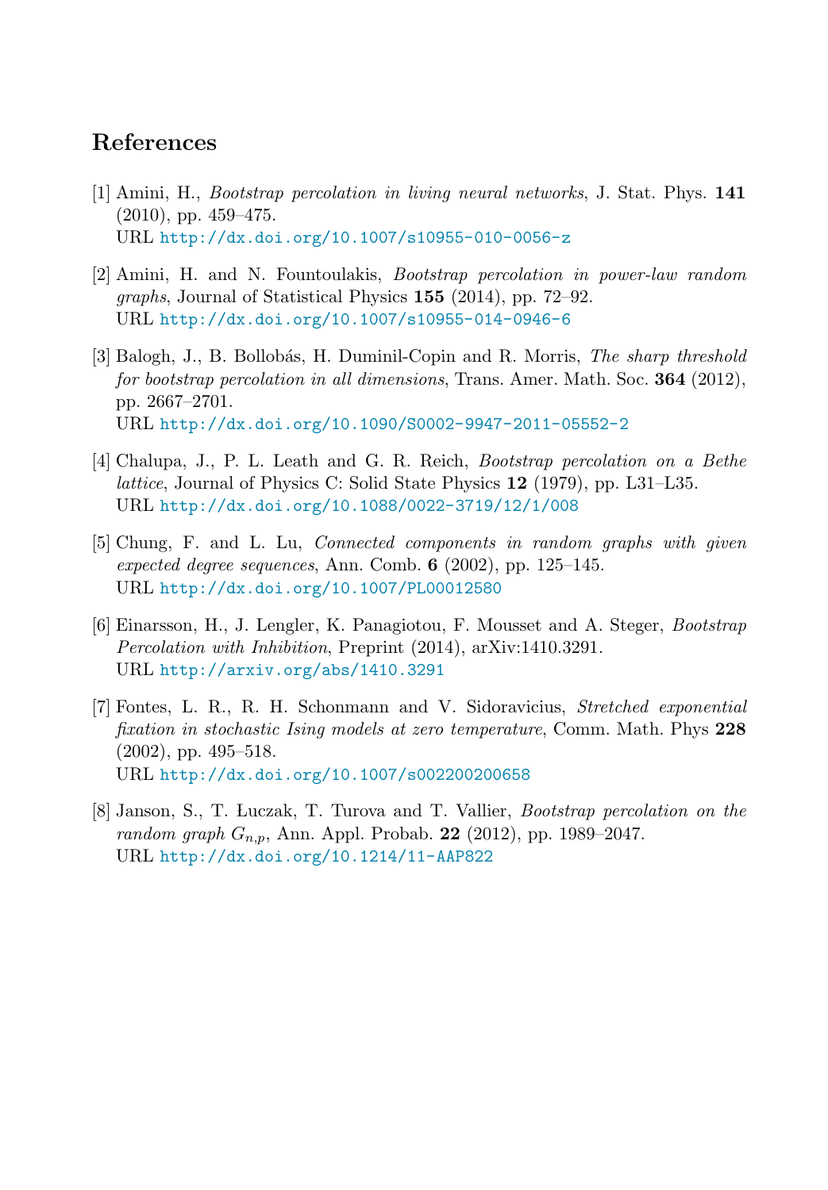## References

[1] Amini, H., *Bootstrap percolation in living neural networks*, J. Stat. Phys. **141** (2010), pp. 459–475.
URL http://dx.doi.org/10.1007/s10955-010-0056-z

[2] Amini, H. and N. Fountoulakis, *Bootstrap percolation in power-law random graphs*, Journal of Statistical Physics **155** (2014), pp. 72–92.
URL http://dx.doi.org/10.1007/s10955-014-0946-6

[3] Balogh, J., B. Bollobás, H. Duminil-Copin and R. Morris, *The sharp threshold for bootstrap percolation in all dimensions*, Trans. Amer. Math. Soc. **364** (2012), pp. 2667–2701.
URL http://dx.doi.org/10.1090/S0002-9947-2011-05552-2

[4] Chalupa, J., P. L. Leath and G. R. Reich, *Bootstrap percolation on a Bethe lattice*, Journal of Physics C: Solid State Physics **12** (1979), pp. L31–L35.
URL http://dx.doi.org/10.1088/0022-3719/12/1/008

[5] Chung, F. and L. Lu, *Connected components in random graphs with given expected degree sequences*, Ann. Comb. **6** (2002), pp. 125–145.
URL http://dx.doi.org/10.1007/PL00012580

[6] Einarsson, H., J. Lengler, K. Panagiotou, F. Mousset and A. Steger, *Bootstrap Percolation with Inhibition*, Preprint (2014), arXiv:1410.3291.
URL http://arxiv.org/abs/1410.3291

[7] Fontes, L. R., R. H. Schonmann and V. Sidoravicius, *Stretched exponential fixation in stochastic Ising models at zero temperature*, Comm. Math. Phys **228** (2002), pp. 495–518.
URL http://dx.doi.org/10.1007/s002200200658

[8] Janson, S., T. Łuczak, T. Turova and T. Vallier, *Bootstrap percolation on the random graph $G_{n,p}$*, Ann. Appl. Probab. **22** (2012), pp. 1989–2047.
URL http://dx.doi.org/10.1214/11-AAP822